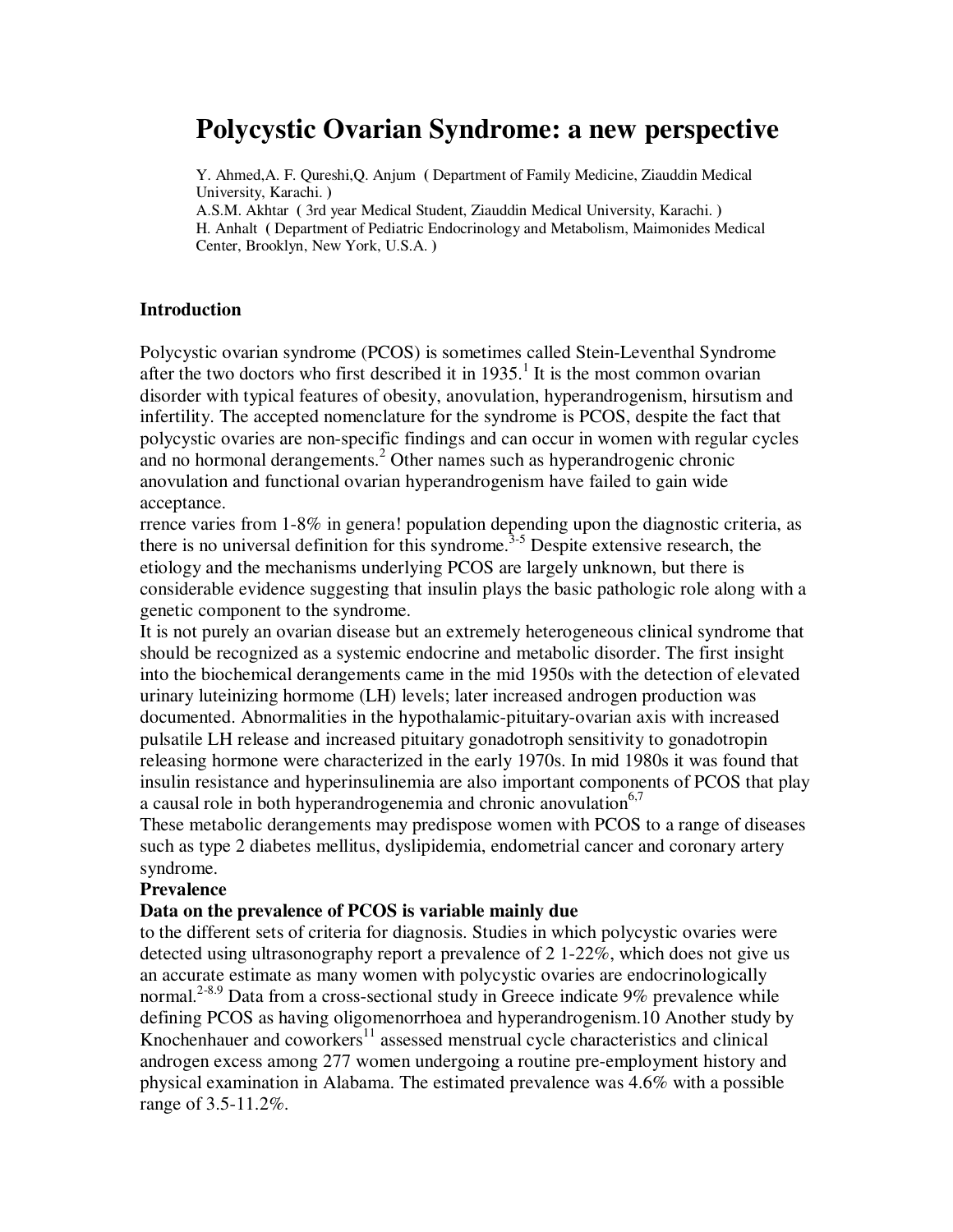# Polycystic Ovarian Syndrome: a new perspective

Y. Ahmed,A. F. Qureshi,Q. Anjum ( Department of Family Medicine, Ziauddin Medical University, Karachi. )
A.S.M. Akhtar ( 3rd year Medical Student, Ziauddin Medical University, Karachi. )
H. Anhalt ( Department of Pediatric Endocrinology and Metabolism, Maimonides Medical Center, Brooklyn, New York, U.S.A. )

## Introduction

Polycystic ovarian syndrome (PCOS) is sometimes called Stein-Leventhal Syndrome after the two doctors who first described it in 1935.[1] It is the most common ovarian disorder with typical features of obesity, anovulation, hyperandrogenism, hirsutism and infertility. The accepted nomenclature for the syndrome is PCOS, despite the fact that polycystic ovaries are non-specific findings and can occur in women with regular cycles and no hormonal derangements.[2] Other names such as hyperandrogenic chronic anovulation and functional ovarian hyperandrogenism have failed to gain wide acceptance.
rrence varies from 1-8% in genera! population depending upon the diagnostic criteria, as there is no universal definition for this syndrome.[3-5] Despite extensive research, the etiology and the mechanisms underlying PCOS are largely unknown, but there is considerable evidence suggesting that insulin plays the basic pathologic role along with a genetic component to the syndrome.
It is not purely an ovarian disease but an extremely heterogeneous clinical syndrome that should be recognized as a systemic endocrine and metabolic disorder. The first insight into the biochemical derangements came in the mid 1950s with the detection of elevated urinary luteinizing hormone (LH) levels; later increased androgen production was documented. Abnormalities in the hypothalamic-pituitary-ovarian axis with increased pulsatile LH release and increased pituitary gonadotroph sensitivity to gonadotropin releasing hormone were characterized in the early 1970s. In mid 1980s it was found that insulin resistance and hyperinsulinemia are also important components of PCOS that play a causal role in both hyperandrogenemia and chronic anovulation[6,7]
These metabolic derangements may predispose women with PCOS to a range of diseases such as type 2 diabetes mellitus, dyslipidemia, endometrial cancer and coronary artery syndrome.

**Prevalence**

**Data on the prevalence of PCOS is variable mainly due**
to the different sets of criteria for diagnosis. Studies in which polycystic ovaries were detected using ultrasonography report a prevalence of 2 1-22%, which does not give us an accurate estimate as many women with polycystic ovaries are endocrinologically normal.[2-8.9] Data from a cross-sectional study in Greece indicate 9% prevalence while defining PCOS as having oligomenorrhoea and hyperandrogenism.10 Another study by Knochenhauer and coworkers[11] assessed menstrual cycle characteristics and clinical androgen excess among 277 women undergoing a routine pre-employment history and physical examination in Alabama. The estimated prevalence was 4.6% with a possible range of 3.5-11.2%.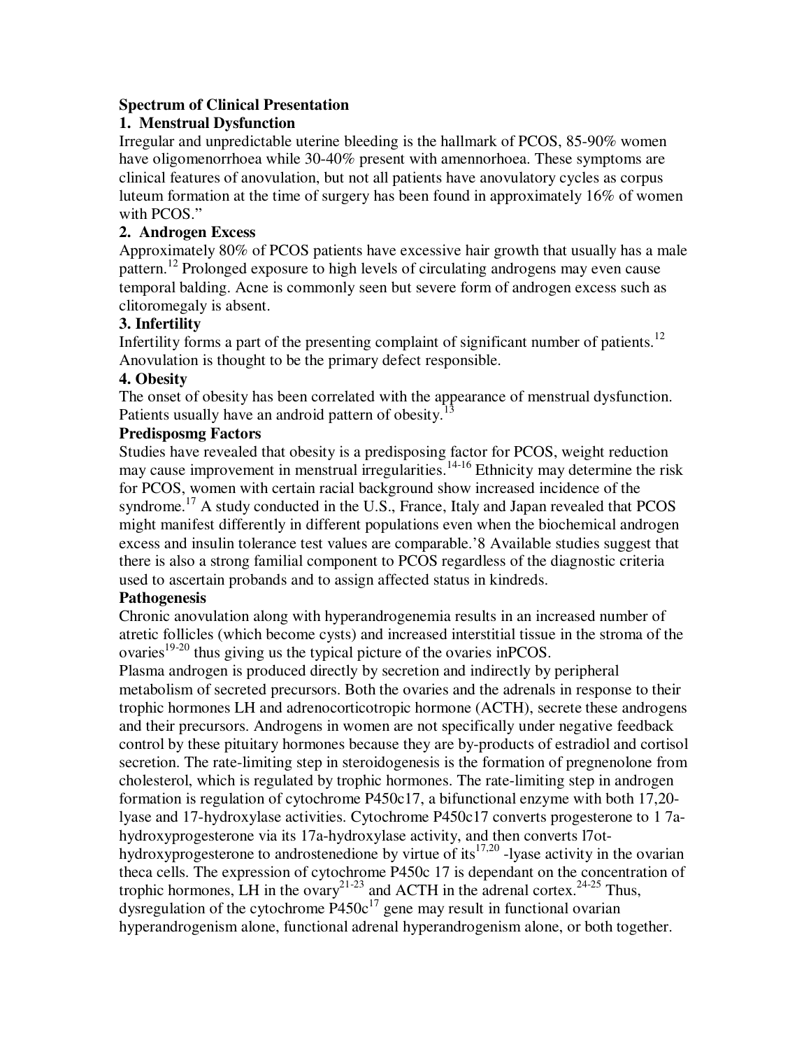## Spectrum of Clinical Presentation

### 1. Menstrual Dysfunction

Irregular and unpredictable uterine bleeding is the hallmark of PCOS, 85-90% women have oligomenorrhoea while 30-40% present with amennorhoea. These symptoms are clinical features of anovulation, but not all patients have anovulatory cycles as corpus luteum formation at the time of surgery has been found in approximately 16% of women with PCOS."

### 2. Androgen Excess

Approximately 80% of PCOS patients have excessive hair growth that usually has a male pattern.[12] Prolonged exposure to high levels of circulating androgens may even cause temporal balding. Acne is commonly seen but severe form of androgen excess such as clitoromegaly is absent.

### 3. Infertility

Infertility forms a part of the presenting complaint of significant number of patients.[12] Anovulation is thought to be the primary defect responsible.

### 4. Obesity

The onset of obesity has been correlated with the appearance of menstrual dysfunction. Patients usually have an android pattern of obesity.[13]

## Predisposmg Factors

Studies have revealed that obesity is a predisposing factor for PCOS, weight reduction may cause improvement in menstrual irregularities.[14-16] Ethnicity may determine the risk for PCOS, women with certain racial background show increased incidence of the syndrome.[17] A study conducted in the U.S., France, Italy and Japan revealed that PCOS might manifest differently in different populations even when the biochemical androgen excess and insulin tolerance test values are comparable.'8 Available studies suggest that there is also a strong familial component to PCOS regardless of the diagnostic criteria used to ascertain probands and to assign affected status in kindreds.

## Pathogenesis

Chronic anovulation along with hyperandrogenemia results in an increased number of atretic follicles (which become cysts) and increased interstitial tissue in the stroma of the ovaries[19-20] thus giving us the typical picture of the ovaries inPCOS.

Plasma androgen is produced directly by secretion and indirectly by peripheral metabolism of secreted precursors. Both the ovaries and the adrenals in response to their trophic hormones LH and adrenocorticotropic hormone (ACTH), secrete these androgens and their precursors. Androgens in women are not specifically under negative feedback control by these pituitary hormones because they are by-products of estradiol and cortisol secretion. The rate-limiting step in steroidogenesis is the formation of pregnenolone from cholesterol, which is regulated by trophic hormones. The rate-limiting step in androgen formation is regulation of cytochrome P450c17, a bifunctional enzyme with both 17,20-lyase and 17-hydroxylase activities. Cytochrome P450c17 converts progesterone to 1 7a-hydroxyprogesterone via its 17a-hydroxylase activity, and then converts l7ot-hydroxyprogesterone to androstenedione by virtue of its[17,20] -lyase activity in the ovarian theca cells. The expression of cytochrome P450c 17 is dependant on the concentration of trophic hormones, LH in the ovary[21-23] and ACTH in the adrenal cortex.[24-25] Thus, dysregulation of the cytochrome P450c[17] gene may result in functional ovarian hyperandrogenism alone, functional adrenal hyperandrogenism alone, or both together.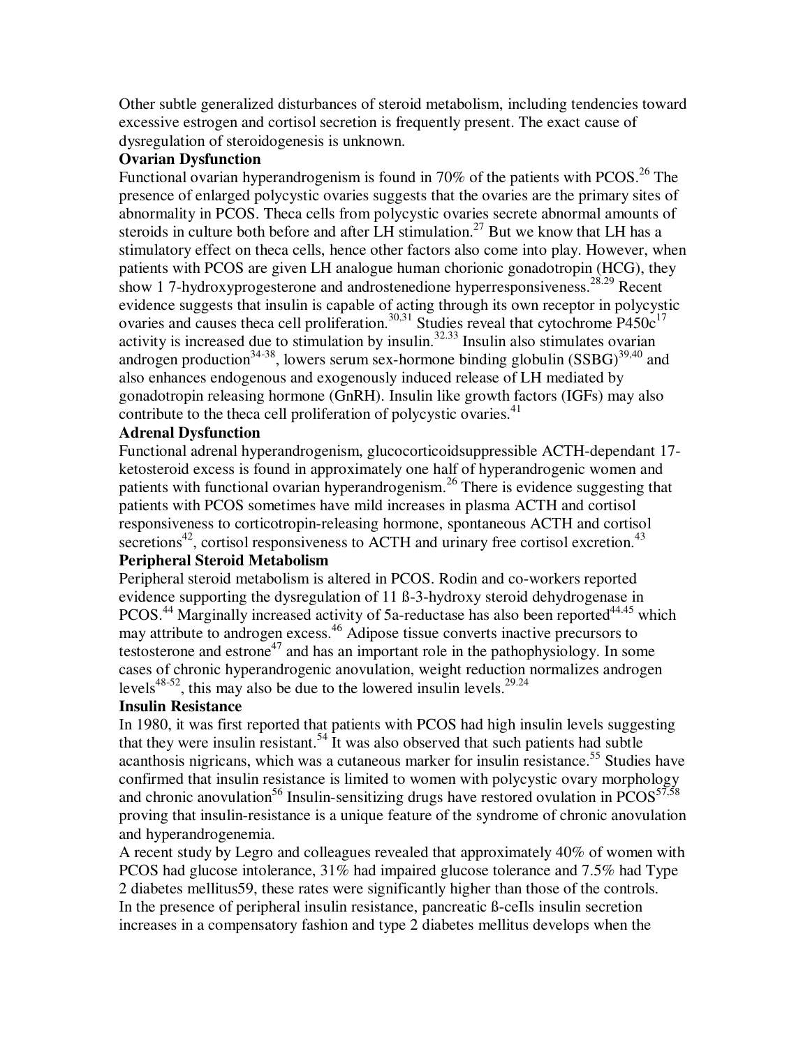Other subtle generalized disturbances of steroid metabolism, including tendencies toward excessive estrogen and cortisol secretion is frequently present. The exact cause of dysregulation of steroidogenesis is unknown.

**Ovarian Dysfunction**

Functional ovarian hyperandrogenism is found in 70% of the patients with PCOS.[26] The presence of enlarged polycystic ovaries suggests that the ovaries are the primary sites of abnormality in PCOS. Theca cells from polycystic ovaries secrete abnormal amounts of steroids in culture both before and after LH stimulation.[27] But we know that LH has a stimulatory effect on theca cells, hence other factors also come into play. However, when patients with PCOS are given LH analogue human chorionic gonadotropin (HCG), they show 1 7-hydroxyprogesterone and androstenedione hyperresponsiveness.[28,29] Recent evidence suggests that insulin is capable of acting through its own receptor in polycystic ovaries and causes theca cell proliferation.[30,31] Studies reveal that cytochrome P450c[17] activity is increased due to stimulation by insulin.[32,33] Insulin also stimulates ovarian androgen production[34-38], lowers serum sex-hormone binding globulin (SSBG)[39,40] and also enhances endogenous and exogenously induced release of LH mediated by gonadotropin releasing hormone (GnRH). Insulin like growth factors (IGFs) may also contribute to the theca cell proliferation of polycystic ovaries.[41]

**Adrenal Dysfunction**

Functional adrenal hyperandrogenism, glucocorticoidsuppressible ACTH-dependant 17-ketosteroid excess is found in approximately one half of hyperandrogenic women and patients with functional ovarian hyperandrogenism.[26] There is evidence suggesting that patients with PCOS sometimes have mild increases in plasma ACTH and cortisol responsiveness to corticotropin-releasing hormone, spontaneous ACTH and cortisol secretions[42], cortisol responsiveness to ACTH and urinary free cortisol excretion.[43]

**Peripheral Steroid Metabolism**

Peripheral steroid metabolism is altered in PCOS. Rodin and co-workers reported evidence supporting the dysregulation of 11 ß-3-hydroxy steroid dehydrogenase in PCOS.[44] Marginally increased activity of 5a-reductase has also been reported[44,45] which may attribute to androgen excess.[46] Adipose tissue converts inactive precursors to testosterone and estrone[47] and has an important role in the pathophysiology. In some cases of chronic hyperandrogenic anovulation, weight reduction normalizes androgen levels[48-52], this may also be due to the lowered insulin levels.[29,24]

**Insulin Resistance**

In 1980, it was first reported that patients with PCOS had high insulin levels suggesting that they were insulin resistant.[54] It was also observed that such patients had subtle acanthosis nigricans, which was a cutaneous marker for insulin resistance.[55] Studies have confirmed that insulin resistance is limited to women with polycystic ovary morphology and chronic anovulation[56] Insulin-sensitizing drugs have restored ovulation in PCOS[57,58] proving that insulin-resistance is a unique feature of the syndrome of chronic anovulation and hyperandrogenemia.

A recent study by Legro and colleagues revealed that approximately 40% of women with PCOS had glucose intolerance, 31% had impaired glucose tolerance and 7.5% had Type 2 diabetes mellitus59, these rates were significantly higher than those of the controls.

In the presence of peripheral insulin resistance, pancreatic ß-ceIls insulin secretion increases in a compensatory fashion and type 2 diabetes mellitus develops when the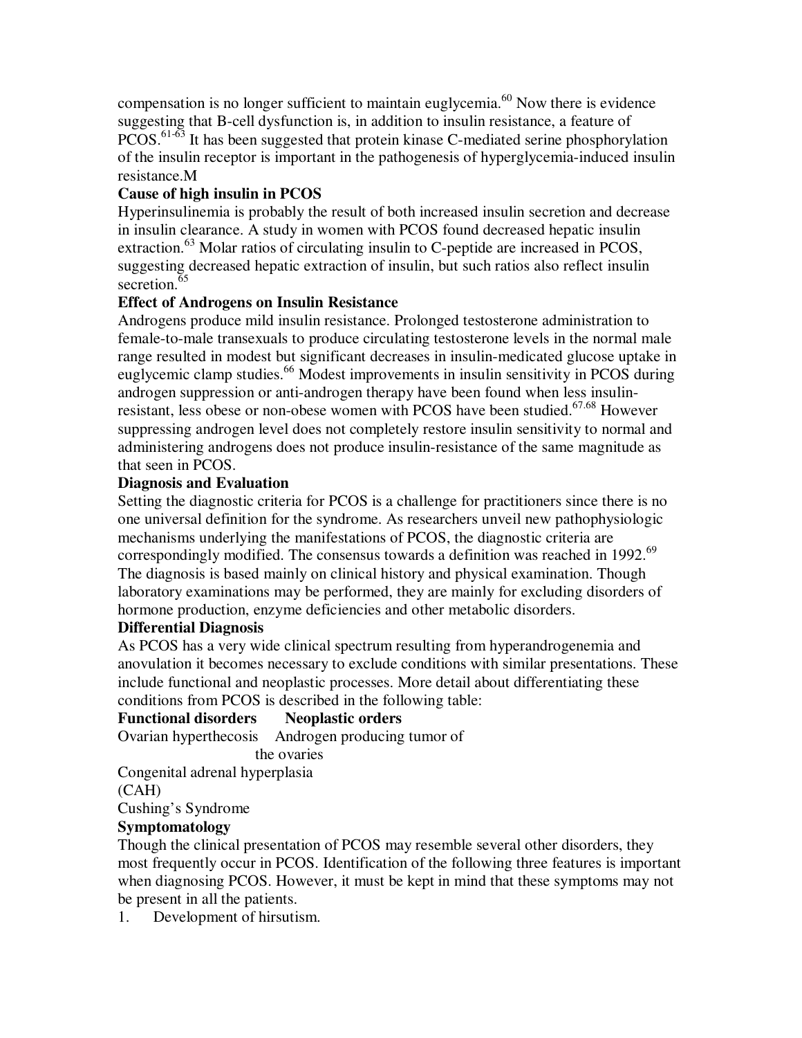compensation is no longer sufficient to maintain euglycemia.[60] Now there is evidence suggesting that B-cell dysfunction is, in addition to insulin resistance, a feature of PCOS.[61-63] It has been suggested that protein kinase C-mediated serine phosphorylation of the insulin receptor is important in the pathogenesis of hyperglycemia-induced insulin resistance.M

**Cause of high insulin in PCOS**

Hyperinsulinemia is probably the result of both increased insulin secretion and decrease in insulin clearance. A study in women with PCOS found decreased hepatic insulin extraction.[63] Molar ratios of circulating insulin to C-peptide are increased in PCOS, suggesting decreased hepatic extraction of insulin, but such ratios also reflect insulin secretion.[65]

**Effect of Androgens on Insulin Resistance**

Androgens produce mild insulin resistance. Prolonged testosterone administration to female-to-male transexuals to produce circulating testosterone levels in the normal male range resulted in modest but significant decreases in insulin-medicated glucose uptake in euglycemic clamp studies.[66] Modest improvements in insulin sensitivity in PCOS during androgen suppression or anti-androgen therapy have been found when less insulin-resistant, less obese or non-obese women with PCOS have been studied.[67.68] However suppressing androgen level does not completely restore insulin sensitivity to normal and administering androgens does not produce insulin-resistance of the same magnitude as that seen in PCOS.

**Diagnosis and Evaluation**

Setting the diagnostic criteria for PCOS is a challenge for practitioners since there is no one universal definition for the syndrome. As researchers unveil new pathophysiologic mechanisms underlying the manifestations of PCOS, the diagnostic criteria are correspondingly modified. The consensus towards a definition was reached in 1992.[69] The diagnosis is based mainly on clinical history and physical examination. Though laboratory examinations may be performed, they are mainly for excluding disorders of hormone production, enzyme deficiencies and other metabolic disorders.

**Differential Diagnosis**

As PCOS has a very wide clinical spectrum resulting from hyperandrogenemia and anovulation it becomes necessary to exclude conditions with similar presentations. These include functional and neoplastic processes. More detail about differentiating these conditions from PCOS is described in the following table:

| **Functional disorders** | **Neoplastic orders** |
| --- | --- |
| Ovarian hyperthecosis | Androgen producing tumor of the ovaries |
| Congenital adrenal hyperplasia (CAH) | |
| Cushing's Syndrome | |

**Symptomatology**

Though the clinical presentation of PCOS may resemble several other disorders, they most frequently occur in PCOS. Identification of the following three features is important when diagnosing PCOS. However, it must be kept in mind that these symptoms may not be present in all the patients.

1. Development of hirsutism.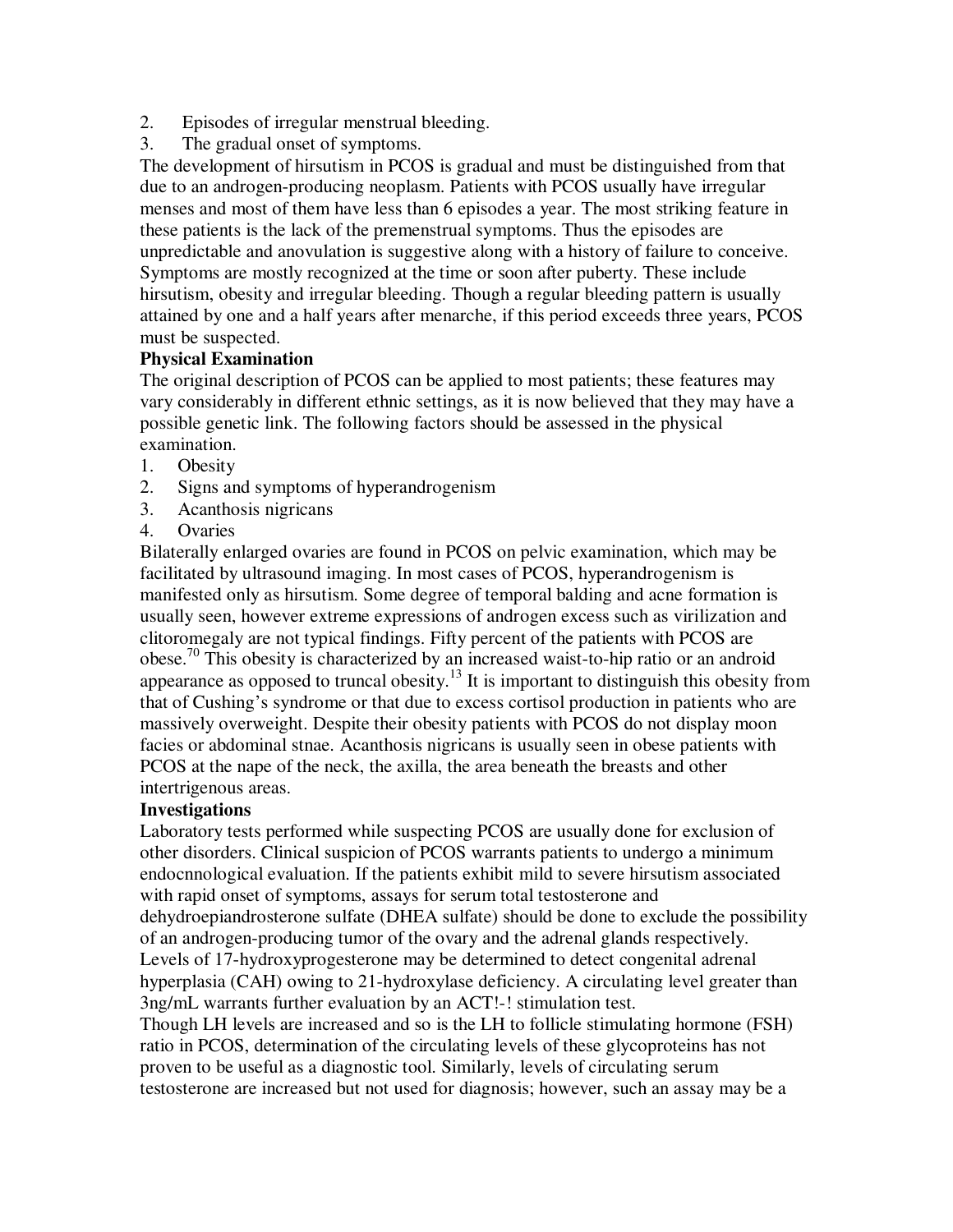2. Episodes of irregular menstrual bleeding.
3. The gradual onset of symptoms.

The development of hirsutism in PCOS is gradual and must be distinguished from that due to an androgen-producing neoplasm. Patients with PCOS usually have irregular menses and most of them have less than 6 episodes a year. The most striking feature in these patients is the lack of the premenstrual symptoms. Thus the episodes are unpredictable and anovulation is suggestive along with a history of failure to conceive. Symptoms are mostly recognized at the time or soon after puberty. These include hirsutism, obesity and irregular bleeding. Though a regular bleeding pattern is usually attained by one and a half years after menarche, if this period exceeds three years, PCOS must be suspected.

**Physical Examination**

The original description of PCOS can be applied to most patients; these features may vary considerably in different ethnic settings, as it is now believed that they may have a possible genetic link. The following factors should be assessed in the physical examination.

1. Obesity
2. Signs and symptoms of hyperandrogenism
3. Acanthosis nigricans
4. Ovaries

Bilaterally enlarged ovaries are found in PCOS on pelvic examination, which may be facilitated by ultrasound imaging. In most cases of PCOS, hyperandrogenism is manifested only as hirsutism. Some degree of temporal balding and acne formation is usually seen, however extreme expressions of androgen excess such as virilization and clitoromegaly are not typical findings. Fifty percent of the patients with PCOS are obese.[70] This obesity is characterized by an increased waist-to-hip ratio or an android appearance as opposed to truncal obesity.[13] It is important to distinguish this obesity from that of Cushing's syndrome or that due to excess cortisol production in patients who are massively overweight. Despite their obesity patients with PCOS do not display moon facies or abdominal stnae. Acanthosis nigricans is usually seen in obese patients with PCOS at the nape of the neck, the axilla, the area beneath the breasts and other intertrigenous areas.

**Investigations**

Laboratory tests performed while suspecting PCOS are usually done for exclusion of other disorders. Clinical suspicion of PCOS warrants patients to undergo a minimum endocnnological evaluation. If the patients exhibit mild to severe hirsutism associated with rapid onset of symptoms, assays for serum total testosterone and dehydroepiandrosterone sulfate (DHEA sulfate) should be done to exclude the possibility of an androgen-producing tumor of the ovary and the adrenal glands respectively. Levels of 17-hydroxyprogesterone may be determined to detect congenital adrenal hyperplasia (CAH) owing to 21-hydroxylase deficiency. A circulating level greater than 3ng/mL warrants further evaluation by an ACT!-! stimulation test.

Though LH levels are increased and so is the LH to follicle stimulating hormone (FSH) ratio in PCOS, determination of the circulating levels of these glycoproteins has not proven to be useful as a diagnostic tool. Similarly, levels of circulating serum testosterone are increased but not used for diagnosis; however, such an assay may be a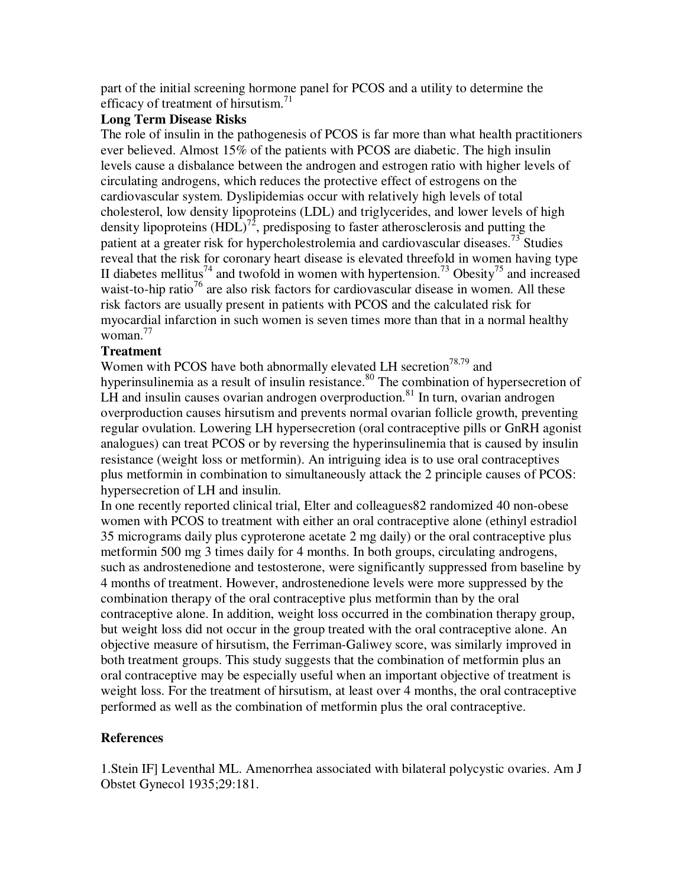part of the initial screening hormone panel for PCOS and a utility to determine the efficacy of treatment of hirsutism.[71]

## Long Term Disease Risks

The role of insulin in the pathogenesis of PCOS is far more than what health practitioners ever believed. Almost 15% of the patients with PCOS are diabetic. The high insulin levels cause a disbalance between the androgen and estrogen ratio with higher levels of circulating androgens, which reduces the protective effect of estrogens on the cardiovascular system. Dyslipidemias occur with relatively high levels of total cholesterol, low density lipoproteins (LDL) and triglycerides, and lower levels of high density lipoproteins (HDL)[72], predisposing to faster atherosclerosis and putting the patient at a greater risk for hypercholestrolemia and cardiovascular diseases.[73] Studies reveal that the risk for coronary heart disease is elevated threefold in women having type II diabetes mellitus[74] and twofold in women with hypertension.[73] Obesity[75] and increased waist-to-hip ratio[76] are also risk factors for cardiovascular disease in women. All these risk factors are usually present in patients with PCOS and the calculated risk for myocardial infarction in such women is seven times more than that in a normal healthy woman.[77]

## Treatment

Women with PCOS have both abnormally elevated LH secretion[78,79] and hyperinsulinemia as a result of insulin resistance.[80] The combination of hypersecretion of LH and insulin causes ovarian androgen overproduction.[81] In turn, ovarian androgen overproduction causes hirsutism and prevents normal ovarian follicle growth, preventing regular ovulation. Lowering LH hypersecretion (oral contraceptive pills or GnRH agonist analogues) can treat PCOS or by reversing the hyperinsulinemia that is caused by insulin resistance (weight loss or metformin). An intriguing idea is to use oral contraceptives plus metformin in combination to simultaneously attack the 2 principle causes of PCOS: hypersecretion of LH and insulin.

In one recently reported clinical trial, Elter and colleagues82 randomized 40 non-obese women with PCOS to treatment with either an oral contraceptive alone (ethinyl estradiol 35 micrograms daily plus cyproterone acetate 2 mg daily) or the oral contraceptive plus metformin 500 mg 3 times daily for 4 months. In both groups, circulating androgens, such as androstenedione and testosterone, were significantly suppressed from baseline by 4 months of treatment. However, androstenedione levels were more suppressed by the combination therapy of the oral contraceptive plus metformin than by the oral contraceptive alone. In addition, weight loss occurred in the combination therapy group, but weight loss did not occur in the group treated with the oral contraceptive alone. An objective measure of hirsutism, the Ferriman-Galiwey score, was similarly improved in both treatment groups. This study suggests that the combination of metformin plus an oral contraceptive may be especially useful when an important objective of treatment is weight loss. For the treatment of hirsutism, at least over 4 months, the oral contraceptive performed as well as the combination of metformin plus the oral contraceptive.

## References

1.Stein IF] Leventhal ML. Amenorrhea associated with bilateral polycystic ovaries. Am J Obstet Gynecol 1935;29:181.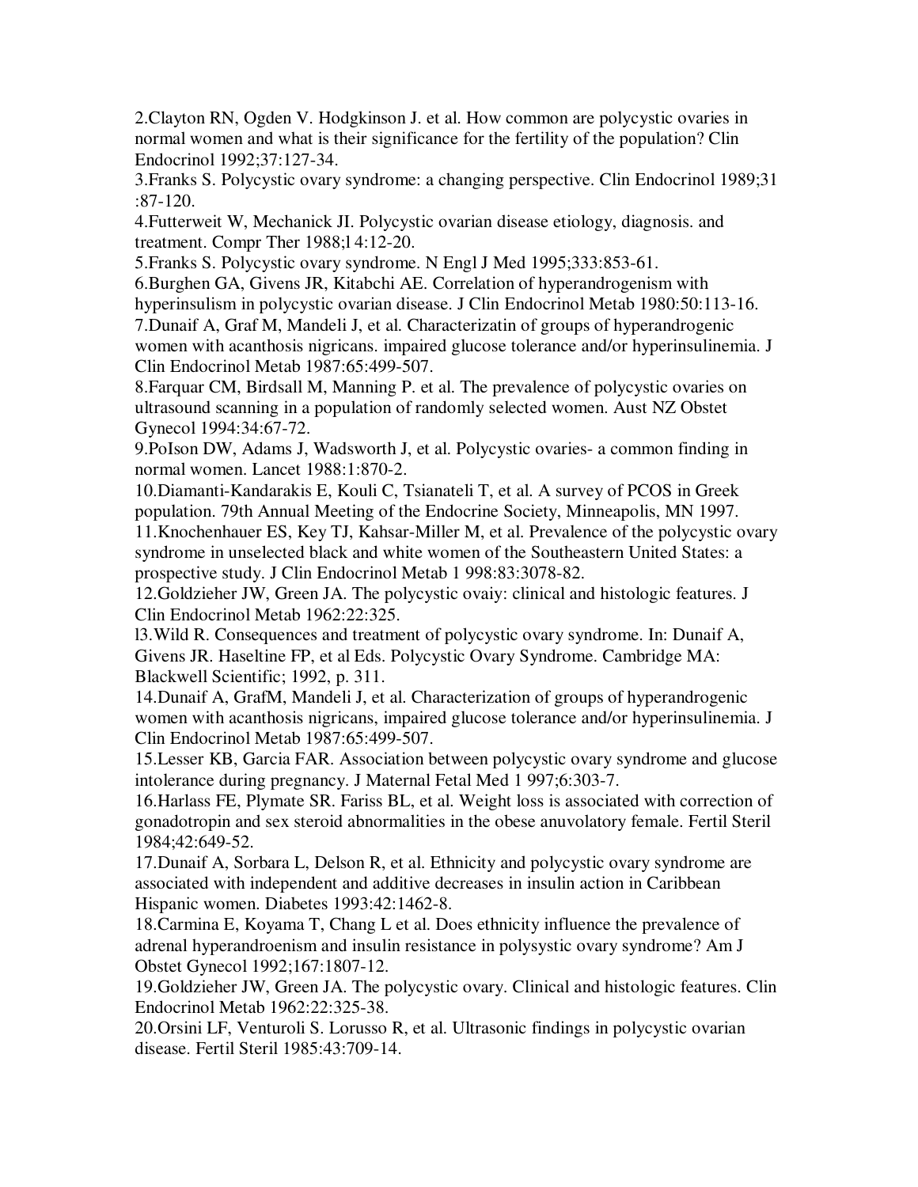2.Clayton RN, Ogden V. Hodgkinson J. et al. How common are polycystic ovaries in normal women and what is their significance for the fertility of the population? Clin Endocrinol 1992;37:127-34.

3.Franks S. Polycystic ovary syndrome: a changing perspective. Clin Endocrinol 1989;31 :87-120.

4.Futterweit W, Mechanick JI. Polycystic ovarian disease etiology, diagnosis. and treatment. Compr Ther 1988;l 4:12-20.

5.Franks S. Polycystic ovary syndrome. N Engl J Med 1995;333:853-61.

6.Burghen GA, Givens JR, Kitabchi AE. Correlation of hyperandrogenism with hyperinsulism in polycystic ovarian disease. J Clin Endocrinol Metab 1980:50:113-16.

7.Dunaif A, Graf M, Mandeli J, et al. Characterizatin of groups of hyperandrogenic women with acanthosis nigricans. impaired glucose tolerance and/or hyperinsulinemia. J Clin Endocrinol Metab 1987:65:499-507.

8.Farquar CM, Birdsall M, Manning P. et al. The prevalence of polycystic ovaries on ultrasound scanning in a population of randomly selected women. Aust NZ Obstet Gynecol 1994:34:67-72.

9.PoIson DW, Adams J, Wadsworth J, et al. Polycystic ovaries- a common finding in normal women. Lancet 1988:1:870-2.

10.Diamanti-Kandarakis E, Kouli C, Tsianateli T, et al. A survey of PCOS in Greek population. 79th Annual Meeting of the Endocrine Society, Minneapolis, MN 1997.

11.Knochenhauer ES, Key TJ, Kahsar-Miller M, et al. Prevalence of the polycystic ovary syndrome in unselected black and white women of the Southeastern United States: a prospective study. J Clin Endocrinol Metab 1 998:83:3078-82.

12.Goldzieher JW, Green JA. The polycystic ovaiy: clinical and histologic features. J Clin Endocrinol Metab 1962:22:325.

l3.Wild R. Consequences and treatment of polycystic ovary syndrome. In: Dunaif A, Givens JR. Haseltine FP, et al Eds. Polycystic Ovary Syndrome. Cambridge MA: Blackwell Scientific; 1992, p. 311.

14.Dunaif A, GrafM, Mandeli J, et al. Characterization of groups of hyperandrogenic women with acanthosis nigricans, impaired glucose tolerance and/or hyperinsulinemia. J Clin Endocrinol Metab 1987:65:499-507.

15.Lesser KB, Garcia FAR. Association between polycystic ovary syndrome and glucose intolerance during pregnancy. J Maternal Fetal Med 1 997;6:303-7.

16.Harlass FE, Plymate SR. Fariss BL, et al. Weight loss is associated with correction of gonadotropin and sex steroid abnormalities in the obese anuvolatory female. Fertil Steril 1984;42:649-52.

17.Dunaif A, Sorbara L, Delson R, et al. Ethnicity and polycystic ovary syndrome are associated with independent and additive decreases in insulin action in Caribbean Hispanic women. Diabetes 1993:42:1462-8.

18.Carmina E, Koyama T, Chang L et al. Does ethnicity influence the prevalence of adrenal hyperandroenism and insulin resistance in polysystic ovary syndrome? Am J Obstet Gynecol 1992;167:1807-12.

19.Goldzieher JW, Green JA. The polycystic ovary. Clinical and histologic features. Clin Endocrinol Metab 1962:22:325-38.

20.Orsini LF, Venturoli S. Lorusso R, et al. Ultrasonic findings in polycystic ovarian disease. Fertil Steril 1985:43:709-14.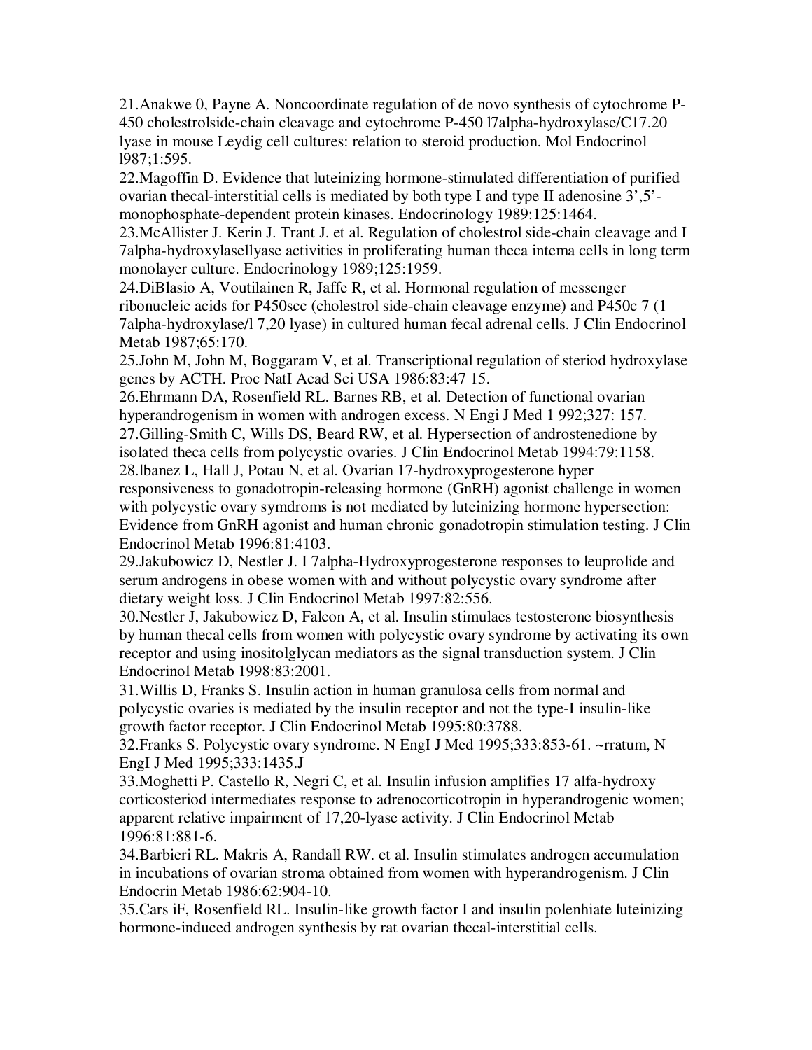21.Anakwe 0, Payne A. Noncoordinate regulation of de novo synthesis of cytochrome P-450 cholestrolside-chain cleavage and cytochrome P-450 l7alpha-hydroxylase/C17.20 lyase in mouse Leydig cell cultures: relation to steroid production. Mol Endocrinol l987;1:595.

22.Magoffin D. Evidence that luteinizing hormone-stimulated differentiation of purified ovarian thecal-interstitial cells is mediated by both type I and type II adenosine 3',5'-monophosphate-dependent protein kinases. Endocrinology 1989:125:1464.

23.McAllister J. Kerin J. Trant J. et al. Regulation of cholestrol side-chain cleavage and I 7alpha-hydroxylasellyase activities in proliferating human theca intema cells in long term monolayer culture. Endocrinology 1989;125:1959.

24.DiBlasio A, Voutilainen R, Jaffe R, et al. Hormonal regulation of messenger ribonucleic acids for P450scc (cholestrol side-chain cleavage enzyme) and P450c 7 (1 7alpha-hydroxylase/l 7,20 lyase) in cultured human fecal adrenal cells. J Clin Endocrinol Metab 1987;65:170.

25.John M, John M, Boggaram V, et al. Transcriptional regulation of steriod hydroxylase genes by ACTH. Proc NatI Acad Sci USA 1986:83:47 15.

26.Ehrmann DA, Rosenfield RL. Barnes RB, et al. Detection of functional ovarian hyperandrogenism in women with androgen excess. N Engi J Med 1 992;327: 157.

27.Gilling-Smith C, Wills DS, Beard RW, et al. Hypersection of androstenedione by isolated theca cells from polycystic ovaries. J Clin Endocrinol Metab 1994:79:1158.

28.lbanez L, Hall J, Potau N, et al. Ovarian 17-hydroxyprogesterone hyper responsiveness to gonadotropin-releasing hormone (GnRH) agonist challenge in women with polycystic ovary symdroms is not mediated by luteinizing hormone hypersection: Evidence from GnRH agonist and human chronic gonadotropin stimulation testing. J Clin Endocrinol Metab 1996:81:4103.

29.Jakubowicz D, Nestler J. I 7alpha-Hydroxyprogesterone responses to leuprolide and serum androgens in obese women with and without polycystic ovary syndrome after dietary weight loss. J Clin Endocrinol Metab 1997:82:556.

30.Nestler J, Jakubowicz D, Falcon A, et al. Insulin stimulaes testosterone biosynthesis by human thecal cells from women with polycystic ovary syndrome by activating its own receptor and using inositolglycan mediators as the signal transduction system. J Clin Endocrinol Metab 1998:83:2001.

31.Willis D, Franks S. Insulin action in human granulosa cells from normal and polycystic ovaries is mediated by the insulin receptor and not the type-I insulin-like growth factor receptor. J Clin Endocrinol Metab 1995:80:3788.

32.Franks S. Polycystic ovary syndrome. N EngI J Med 1995;333:853-61. ~rratum, N EngI J Med 1995;333:1435.J

33.Moghetti P. Castello R, Negri C, et al. Insulin infusion amplifies 17 alfa-hydroxy corticosteriod intermediates response to adrenocorticotropin in hyperandrogenic women; apparent relative impairment of 17,20-lyase activity. J Clin Endocrinol Metab 1996:81:881-6.

34.Barbieri RL. Makris A, Randall RW. et al. Insulin stimulates androgen accumulation in incubations of ovarian stroma obtained from women with hyperandrogenism. J Clin Endocrin Metab 1986:62:904-10.

35.Cars iF, Rosenfield RL. Insulin-like growth factor I and insulin polenhiate luteinizing hormone-induced androgen synthesis by rat ovarian thecal-interstitial cells.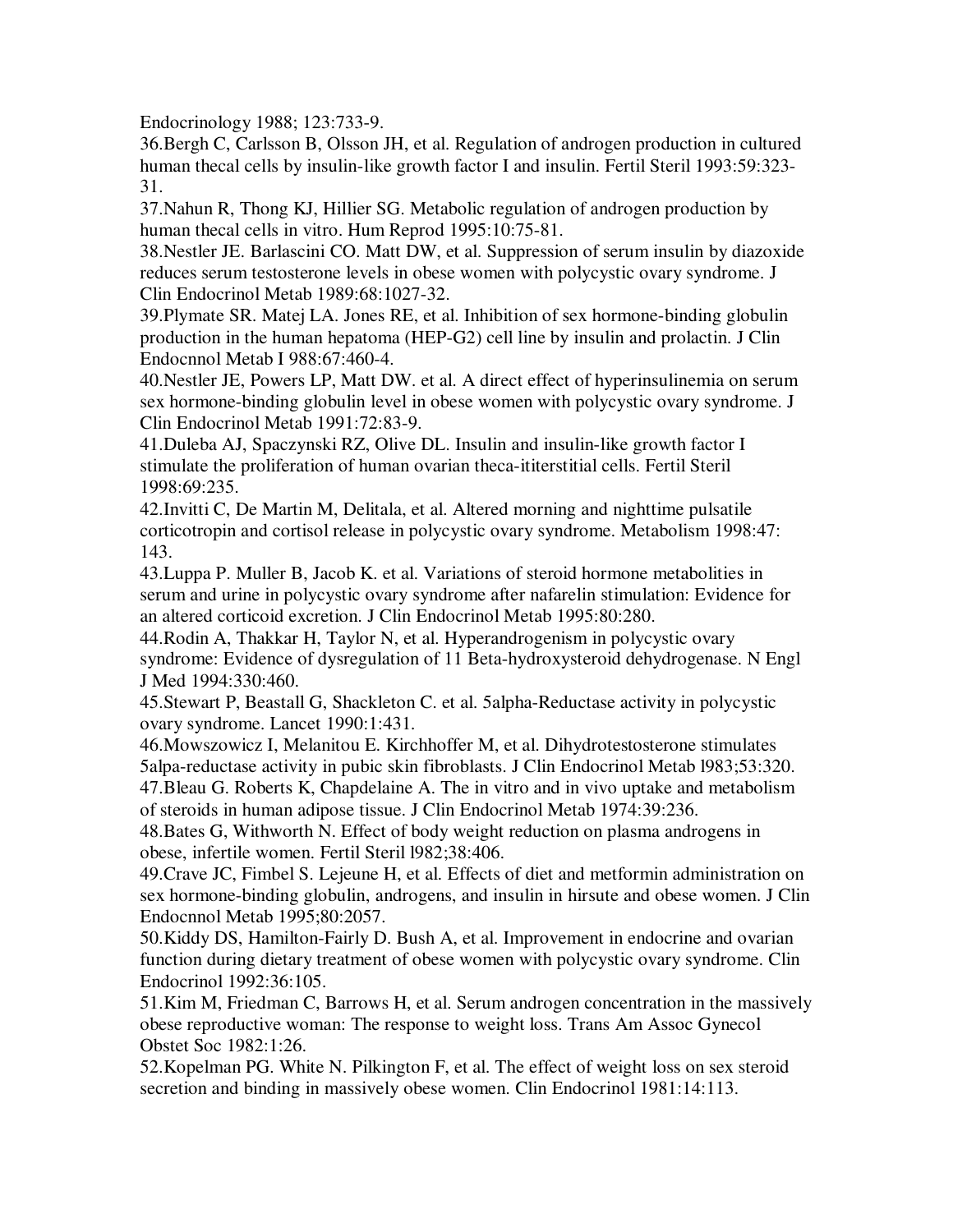Endocrinology 1988; 123:733-9.

36.Bergh C, Carlsson B, Olsson JH, et al. Regulation of androgen production in cultured human thecal cells by insulin-like growth factor I and insulin. Fertil Steril 1993:59:323-31.

37.Nahun R, Thong KJ, Hillier SG. Metabolic regulation of androgen production by human thecal cells in vitro. Hum Reprod 1995:10:75-81.

38.Nestler JE. Barlascini CO. Matt DW, et al. Suppression of serum insulin by diazoxide reduces serum testosterone levels in obese women with polycystic ovary syndrome. J Clin Endocrinol Metab 1989:68:1027-32.

39.Plymate SR. Matej LA. Jones RE, et al. Inhibition of sex hormone-binding globulin production in the human hepatoma (HEP-G2) cell line by insulin and prolactin. J Clin Endocnnol Metab I 988:67:460-4.

40.Nestler JE, Powers LP, Matt DW. et al. A direct effect of hyperinsulinemia on serum sex hormone-binding globulin level in obese women with polycystic ovary syndrome. J Clin Endocrinol Metab 1991:72:83-9.

41.Duleba AJ, Spaczynski RZ, Olive DL. Insulin and insulin-like growth factor I stimulate the proliferation of human ovarian theca-ititerstitial cells. Fertil Steril 1998:69:235.

42.Invitti C, De Martin M, Delitala, et al. Altered morning and nighttime pulsatile corticotropin and cortisol release in polycystic ovary syndrome. Metabolism 1998:47: 143.

43.Luppa P. Muller B, Jacob K. et al. Variations of steroid hormone metabolities in serum and urine in polycystic ovary syndrome after nafarelin stimulation: Evidence for an altered corticoid excretion. J Clin Endocrinol Metab 1995:80:280.

44.Rodin A, Thakkar H, Taylor N, et al. Hyperandrogenism in polycystic ovary syndrome: Evidence of dysregulation of 11 Beta-hydroxysteroid dehydrogenase. N Engl J Med 1994:330:460.

45.Stewart P, Beastall G, Shackleton C. et al. 5alpha-Reductase activity in polycystic ovary syndrome. Lancet 1990:1:431.

46.Mowszowicz I, Melanitou E. Kirchhoffer M, et al. Dihydrotestosterone stimulates 5alpa-reductase activity in pubic skin fibroblasts. J Clin Endocrinol Metab l983;53:320.

47.Bleau G. Roberts K, Chapdelaine A. The in vitro and in vivo uptake and metabolism of steroids in human adipose tissue. J Clin Endocrinol Metab 1974:39:236.

48.Bates G, Withworth N. Effect of body weight reduction on plasma androgens in obese, infertile women. Fertil Steril l982;38:406.

49.Crave JC, Fimbel S. Lejeune H, et al. Effects of diet and metformin administration on sex hormone-binding globulin, androgens, and insulin in hirsute and obese women. J Clin Endocnnol Metab 1995;80:2057.

50.Kiddy DS, Hamilton-Fairly D. Bush A, et al. Improvement in endocrine and ovarian function during dietary treatment of obese women with polycystic ovary syndrome. Clin Endocrinol 1992:36:105.

51.Kim M, Friedman C, Barrows H, et al. Serum androgen concentration in the massively obese reproductive woman: The response to weight loss. Trans Am Assoc Gynecol Obstet Soc 1982:1:26.

52.Kopelman PG. White N. Pilkington F, et al. The effect of weight loss on sex steroid secretion and binding in massively obese women. Clin Endocrinol 1981:14:113.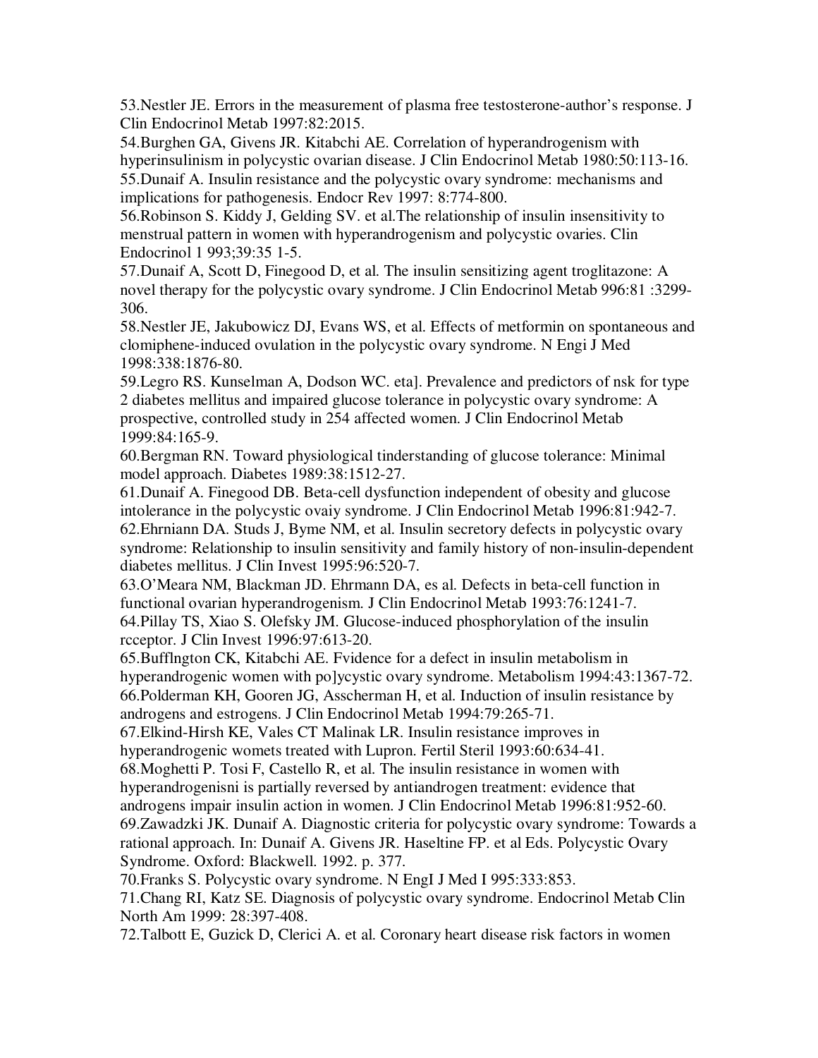53.Nestler JE. Errors in the measurement of plasma free testosterone-author's response. J Clin Endocrinol Metab 1997:82:2015.

54.Burghen GA, Givens JR. Kitabchi AE. Correlation of hyperandrogenism with hyperinsulinism in polycystic ovarian disease. J Clin Endocrinol Metab 1980:50:113-16.

55.Dunaif A. Insulin resistance and the polycystic ovary syndrome: mechanisms and implications for pathogenesis. Endocr Rev 1997: 8:774-800.

56.Robinson S. Kiddy J, Gelding SV. et al.The relationship of insulin insensitivity to menstrual pattern in women with hyperandrogenism and polycystic ovaries. Clin Endocrinol 1 993;39:35 1-5.

57.Dunaif A, Scott D, Finegood D, et al. The insulin sensitizing agent troglitazone: A novel therapy for the polycystic ovary syndrome. J Clin Endocrinol Metab 996:81 :3299-306.

58.Nestler JE, Jakubowicz DJ, Evans WS, et al. Effects of metformin on spontaneous and clomiphene-induced ovulation in the polycystic ovary syndrome. N Engi J Med 1998:338:1876-80.

59.Legro RS. Kunselman A, Dodson WC. eta]. Prevalence and predictors of nsk for type 2 diabetes mellitus and impaired glucose tolerance in polycystic ovary syndrome: A prospective, controlled study in 254 affected women. J Clin Endocrinol Metab 1999:84:165-9.

60.Bergman RN. Toward physiological tinderstanding of glucose tolerance: Minimal model approach. Diabetes 1989:38:1512-27.

61.Dunaif A. Finegood DB. Beta-cell dysfunction independent of obesity and glucose intolerance in the polycystic ovaiy syndrome. J Clin Endocrinol Metab 1996:81:942-7.

62.Ehrniann DA. Studs J, Byme NM, et al. Insulin secretory defects in polycystic ovary syndrome: Relationship to insulin sensitivity and family history of non-insulin-dependent diabetes mellitus. J Clin Invest 1995:96:520-7.

63.O'Meara NM, Blackman JD. Ehrmann DA, es al. Defects in beta-cell function in functional ovarian hyperandrogenism. J Clin Endocrinol Metab 1993:76:1241-7.

64.Pillay TS, Xiao S. Olefsky JM. Glucose-induced phosphorylation of the insulin rcceptor. J Clin Invest 1996:97:613-20.

65.Buffllngton CK, Kitabchi AE. Fvidence for a defect in insulin metabolism in hyperandrogenic women with po]ycystic ovary syndrome. Metabolism 1994:43:1367-72.

66.Polderman KH, Gooren JG, Asscherman H, et al. Induction of insulin resistance by androgens and estrogens. J Clin Endocrinol Metab 1994:79:265-71.

67.Elkind-Hirsh KE, Vales CT Malinak LR. Insulin resistance improves in hyperandrogenic womets treated with Lupron. Fertil Steril 1993:60:634-41.

68.Moghetti P. Tosi F, Castello R, et al. The insulin resistance in women with hyperandrogenisni is partially reversed by antiandrogen treatment: evidence that androgens impair insulin action in women. J Clin Endocrinol Metab 1996:81:952-60.

69.Zawadzki JK. Dunaif A. Diagnostic criteria for polycystic ovary syndrome: Towards a rational approach. In: Dunaif A. Givens JR. Haseltine FP. et al Eds. Polycystic Ovary Syndrome. Oxford: Blackwell. 1992. p. 377.

70.Franks S. Polycystic ovary syndrome. N EngI J Med I 995:333:853.

71.Chang RI, Katz SE. Diagnosis of polycystic ovary syndrome. Endocrinol Metab Clin North Am 1999: 28:397-408.

72.Talbott E, Guzick D, Clerici A. et al. Coronary heart disease risk factors in women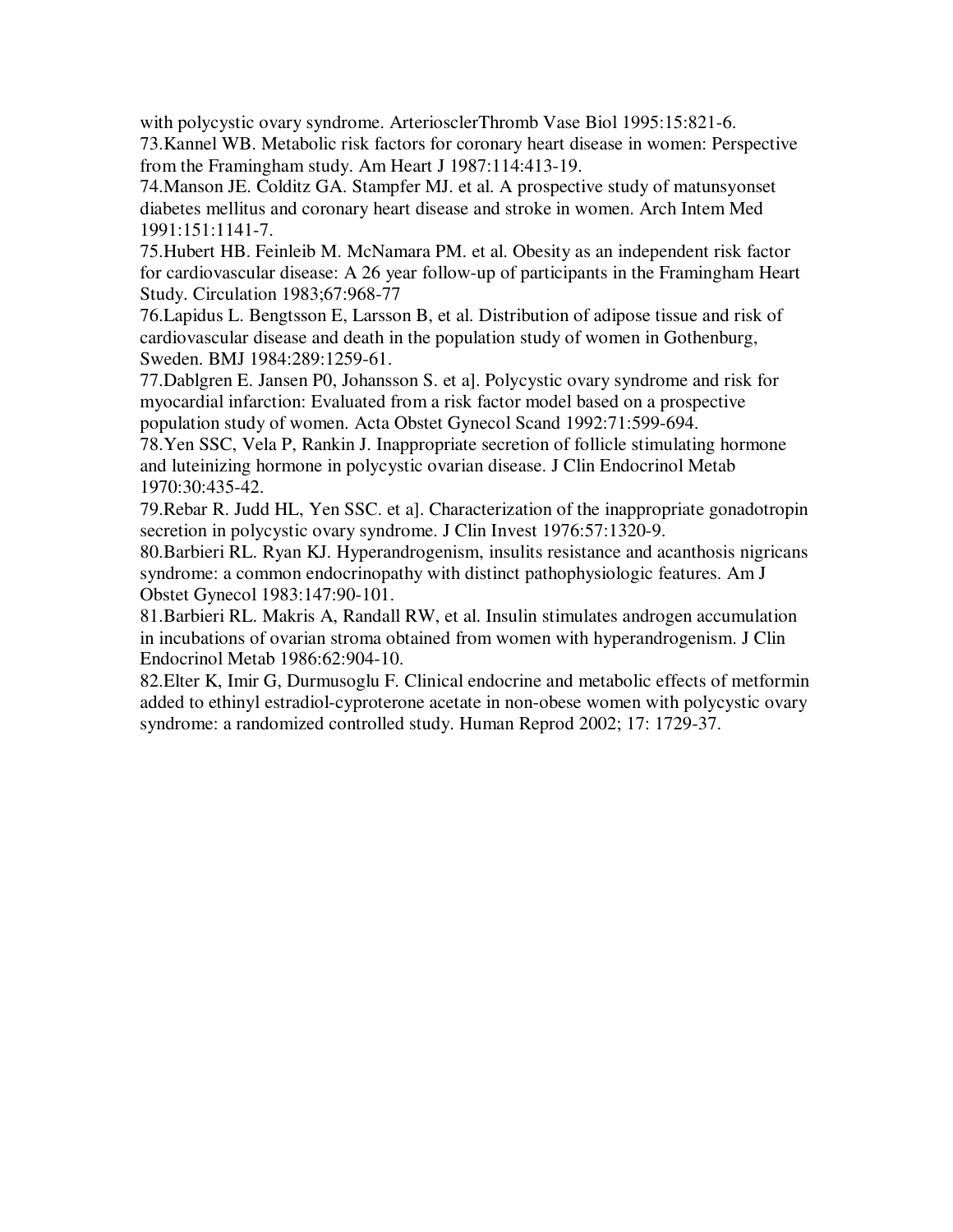with polycystic ovary syndrome. ArteriosclerThromb Vase Biol 1995:15:821-6.

73.Kannel WB. Metabolic risk factors for coronary heart disease in women: Perspective from the Framingham study. Am Heart J 1987:114:413-19.

74.Manson JE. Colditz GA. Stampfer MJ. et al. A prospective study of matunsyonset diabetes mellitus and coronary heart disease and stroke in women. Arch Intem Med 1991:151:1141-7.

75.Hubert HB. Feinleib M. McNamara PM. et al. Obesity as an independent risk factor for cardiovascular disease: A 26 year follow-up of participants in the Framingham Heart Study. Circulation 1983;67:968-77

76.Lapidus L. Bengtsson E, Larsson B, et al. Distribution of adipose tissue and risk of cardiovascular disease and death in the population study of women in Gothenburg, Sweden. BMJ 1984:289:1259-61.

77.Dablgren E. Jansen P0, Johansson S. et a]. Polycystic ovary syndrome and risk for myocardial infarction: Evaluated from a risk factor model based on a prospective population study of women. Acta Obstet Gynecol Scand 1992:71:599-694.

78.Yen SSC, Vela P, Rankin J. Inappropriate secretion of follicle stimulating hormone and luteinizing hormone in polycystic ovarian disease. J Clin Endocrinol Metab 1970:30:435-42.

79.Rebar R. Judd HL, Yen SSC. et a]. Characterization of the inappropriate gonadotropin secretion in polycystic ovary syndrome. J Clin Invest 1976:57:1320-9.

80.Barbieri RL. Ryan KJ. Hyperandrogenism, insulits resistance and acanthosis nigricans syndrome: a common endocrinopathy with distinct pathophysiologic features. Am J Obstet Gynecol 1983:147:90-101.

81.Barbieri RL. Makris A, Randall RW, et al. Insulin stimulates androgen accumulation in incubations of ovarian stroma obtained from women with hyperandrogenism. J Clin Endocrinol Metab 1986:62:904-10.

82.Elter K, Imir G, Durmusoglu F. Clinical endocrine and metabolic effects of metformin added to ethinyl estradiol-cyproterone acetate in non-obese women with polycystic ovary syndrome: a randomized controlled study. Human Reprod 2002; 17: 1729-37.